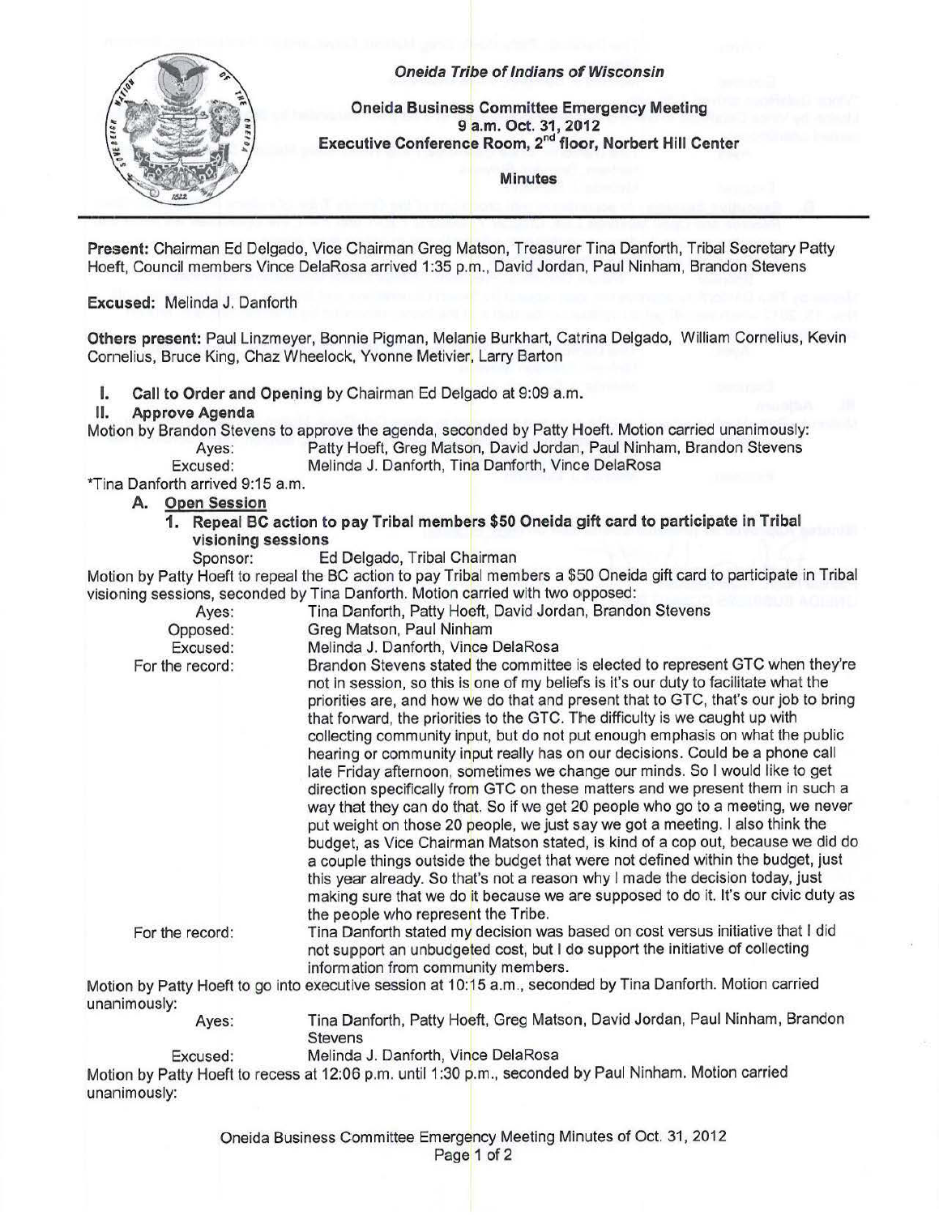*Oneida Tribe of Indians of Wisconsin*

**Oneida Business Committee Emergency Meeting**
**9 a.m. Oct. 31, 2012**
**Executive Conference Room, 2nd floor, Norbert Hill Center**

**Minutes**

---

**Present:** Chairman Ed Delgado, Vice Chairman Greg Matson, Treasurer Tina Danforth, Tribal Secretary Patty Hoeft, Council members Vince DelaRosa arrived 1:35 p.m., David Jordan, Paul Ninham, Brandon Stevens

**Excused:** Melinda J. Danforth

**Others present:** Paul Linzmeyer, Bonnie Pigman, Melanie Burkhart, Catrina Delgado, William Cornelius, Kevin Cornelius, Bruce King, Chaz Wheelock, Yvonne Metivier, Larry Barton

**I. Call to Order and Opening** by Chairman Ed Delgado at 9:09 a.m.

**II. Approve Agenda**

Motion by Brandon Stevens to approve the agenda, seconded by Patty Hoeft. Motion carried unanimously:

| | |
|---|---|
| Ayes: | Patty Hoeft, Greg Matson, David Jordan, Paul Ninham, Brandon Stevens |
| Excused: | Melinda J. Danforth, Tina Danforth, Vince DelaRosa |

*Tina Danforth arrived 9:15 a.m.

**A. Open Session**

**1. Repeal BC action to pay Tribal members $50 Oneida gift card to participate in Tribal visioning sessions**

Sponsor: Ed Delgado, Tribal Chairman

Motion by Patty Hoeft to repeal the BC action to pay Tribal members a $50 Oneida gift card to participate in Tribal visioning sessions, seconded by Tina Danforth. Motion carried with two opposed:

| | |
|---|---|
| Ayes: | Tina Danforth, Patty Hoeft, David Jordan, Brandon Stevens |
| Opposed: | Greg Matson, Paul Ninham |
| Excused: | Melinda J. Danforth, Vince DelaRosa |
| For the record: | Brandon Stevens stated the committee is elected to represent GTC when they're not in session, so this is one of my beliefs is it's our duty to facilitate what the priorities are, and how we do that and present that to GTC, that's our job to bring that forward, the priorities to the GTC. The difficulty is we caught up with collecting community input, but do not put enough emphasis on what the public hearing or community input really has on our decisions. Could be a phone call late Friday afternoon, sometimes we change our minds. So I would like to get direction specifically from GTC on these matters and we present them in such a way that they can do that. So if we get 20 people who go to a meeting, we never put weight on those 20 people, we just say we got a meeting. I also think the budget, as Vice Chairman Matson stated, is kind of a cop out, because we did do a couple things outside the budget that were not defined within the budget, just this year already. So that's not a reason why I made the decision today, just making sure that we do it because we are supposed to do it. It's our civic duty as the people who represent the Tribe. |
| For the record: | Tina Danforth stated my decision was based on cost versus initiative that I did not support an unbudgeted cost, but I do support the initiative of collecting information from community members. |

Motion by Patty Hoeft to go into executive session at 10:15 a.m., seconded by Tina Danforth. Motion carried unanimously:

| | |
|---|---|
| Ayes: | Tina Danforth, Patty Hoeft, Greg Matson, David Jordan, Paul Ninham, Brandon Stevens |
| Excused: | Melinda J. Danforth, Vince DelaRosa |

Motion by Patty Hoeft to recess at 12:06 p.m. until 1:30 p.m., seconded by Paul Ninham. Motion carried unanimously: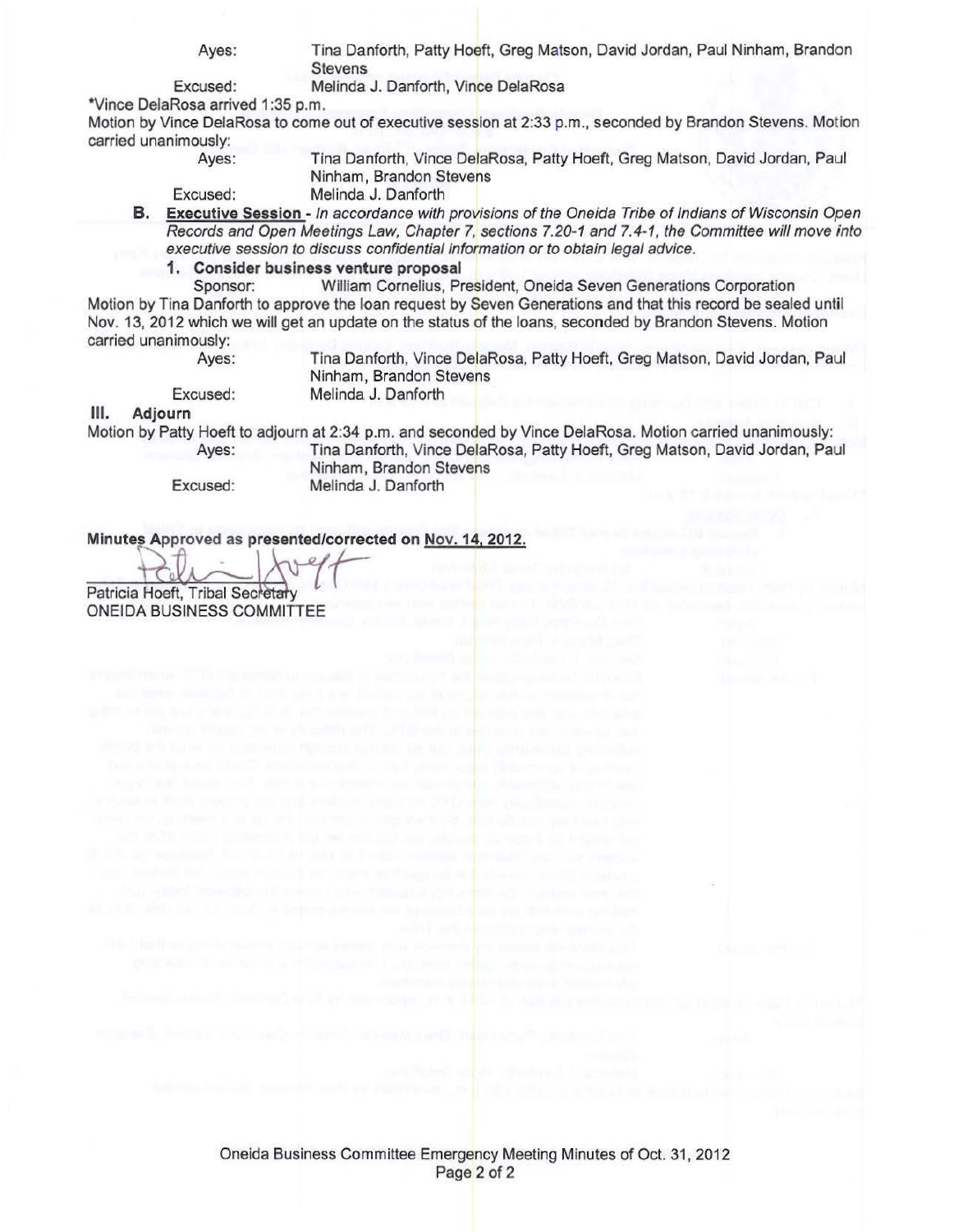Ayes: Tina Danforth, Patty Hoeft, Greg Matson, David Jordan, Paul Ninham, Brandon Stevens

Excused: Melinda J. Danforth, Vince DelaRosa

*Vince DelaRosa arrived 1:35 p.m.

Motion by Vince DelaRosa to come out of executive session at 2:33 p.m., seconded by Brandon Stevens. Motion carried unanimously:

Ayes: Tina Danforth, Vince DelaRosa, Patty Hoeft, Greg Matson, David Jordan, Paul Ninham, Brandon Stevens

Excused: Melinda J. Danforth

**B. Executive Session** - *In accordance with provisions of the Oneida Tribe of Indians of Wisconsin Open Records and Open Meetings Law, Chapter 7, sections 7.20-1 and 7.4-1, the Committee will move into executive session to discuss confidential information or to obtain legal advice.*

**1. Consider business venture proposal**

Sponsor: William Cornelius, President, Oneida Seven Generations Corporation

Motion by Tina Danforth to approve the loan request by Seven Generations and that this record be sealed until Nov. 13, 2012 which we will get an update on the status of the loans, seconded by Brandon Stevens. Motion carried unanimously:

Ayes: Tina Danforth, Vince DelaRosa, Patty Hoeft, Greg Matson, David Jordan, Paul Ninham, Brandon Stevens

Excused: Melinda J. Danforth

## III. Adjourn

Motion by Patty Hoeft to adjourn at 2:34 p.m. and seconded by Vince DelaRosa. Motion carried unanimously:

Ayes: Tina Danforth, Vince DelaRosa, Patty Hoeft, Greg Matson, David Jordan, Paul Ninham, Brandon Stevens

Excused: Melinda J. Danforth

**Minutes Approved as presented/corrected on Nov. 14, 2012.**

Patricia Hoeft, Tribal Secretary
ONEIDA BUSINESS COMMITTEE

Oneida Business Committee Emergency Meeting Minutes of Oct. 31, 2012